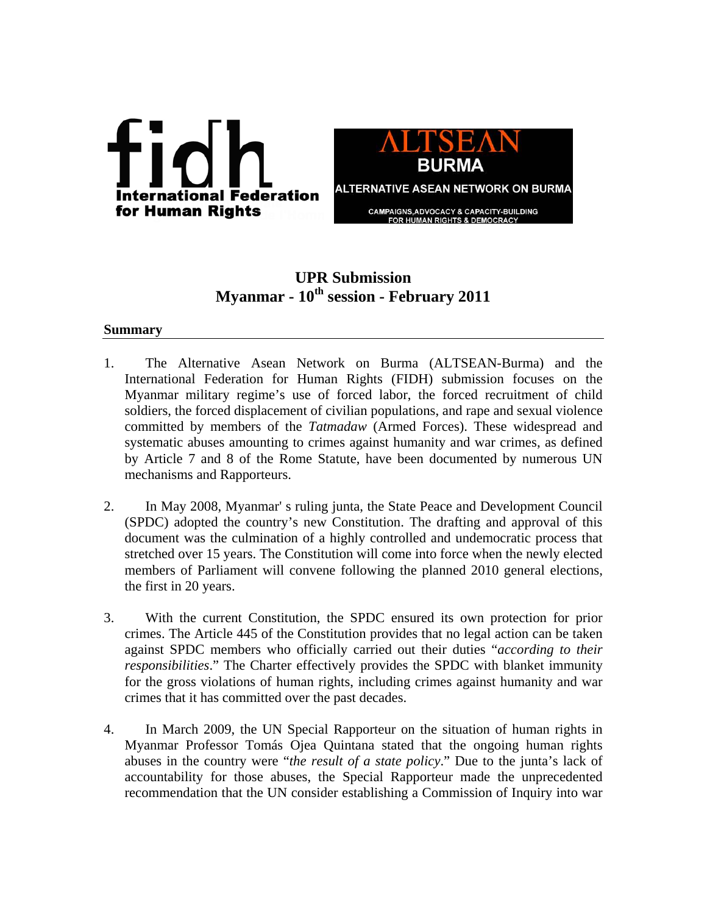fidh
International Federation for Human Rights

ALTSEAN BURMA
ALTERNATIVE ASEAN NETWORK ON BURMA
CAMPAIGNS,ADVOCACY & CAPACITY-BUILDING FOR HUMAN RIGHTS & DEMOCRACY

# UPR Submission
# Myanmar - 10th session - February 2011

## Summary

1. The Alternative Asean Network on Burma (ALTSEAN-Burma) and the International Federation for Human Rights (FIDH) submission focuses on the Myanmar military regime's use of forced labor, the forced recruitment of child soldiers, the forced displacement of civilian populations, and rape and sexual violence committed by members of the *Tatmadaw* (Armed Forces). These widespread and systematic abuses amounting to crimes against humanity and war crimes, as defined by Article 7 and 8 of the Rome Statute, have been documented by numerous UN mechanisms and Rapporteurs.

2. In May 2008, Myanmar' s ruling junta, the State Peace and Development Council (SPDC) adopted the country's new Constitution. The drafting and approval of this document was the culmination of a highly controlled and undemocratic process that stretched over 15 years. The Constitution will come into force when the newly elected members of Parliament will convene following the planned 2010 general elections, the first in 20 years.

3. With the current Constitution, the SPDC ensured its own protection for prior crimes. The Article 445 of the Constitution provides that no legal action can be taken against SPDC members who officially carried out their duties "*according to their responsibilities*." The Charter effectively provides the SPDC with blanket immunity for the gross violations of human rights, including crimes against humanity and war crimes that it has committed over the past decades.

4. In March 2009, the UN Special Rapporteur on the situation of human rights in Myanmar Professor Tomás Ojea Quintana stated that the ongoing human rights abuses in the country were "*the result of a state policy*." Due to the junta's lack of accountability for those abuses, the Special Rapporteur made the unprecedented recommendation that the UN consider establishing a Commission of Inquiry into war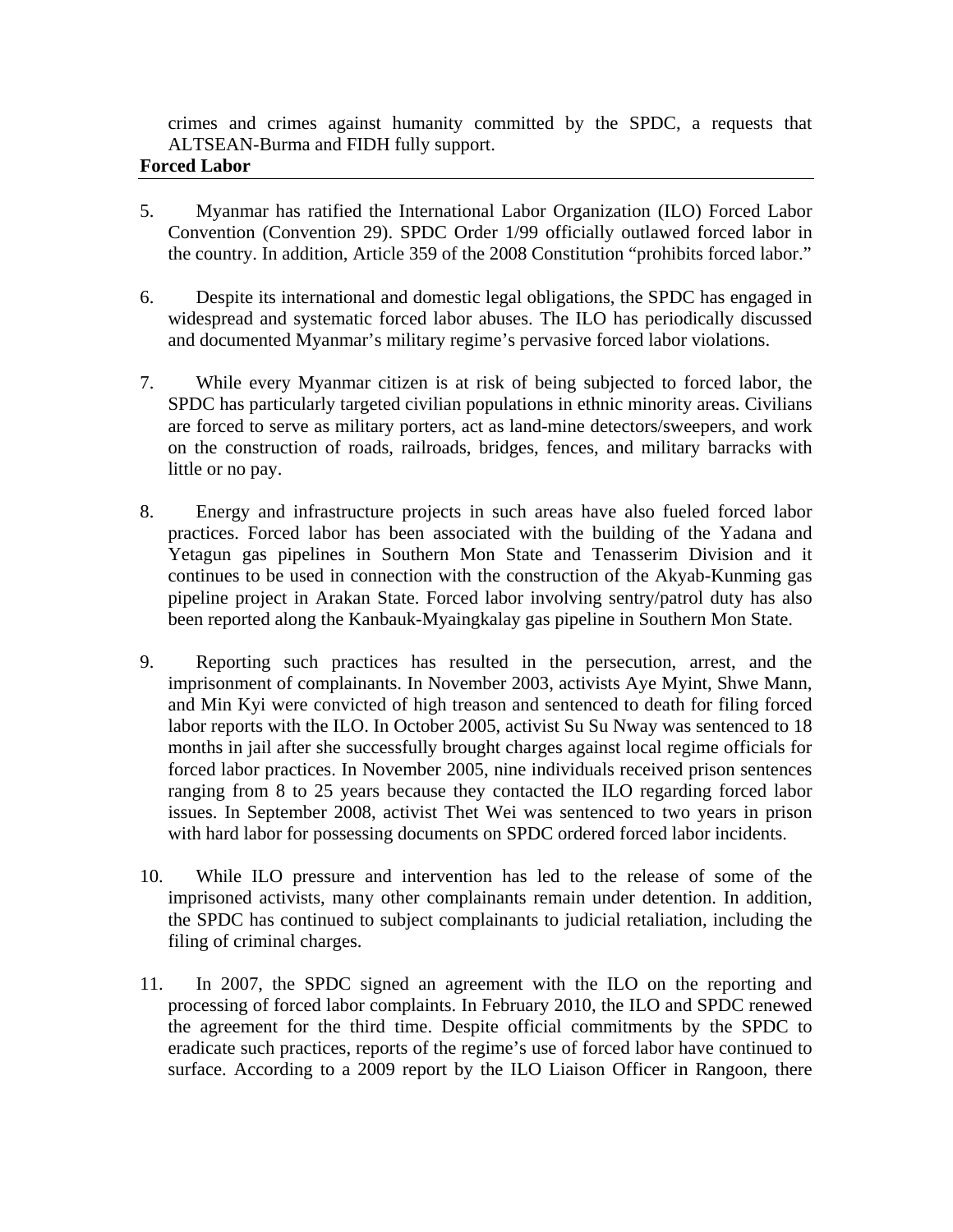crimes and crimes against humanity committed by the SPDC, a requests that ALTSEAN-Burma and FIDH fully support.

**Forced Labor**

5. Myanmar has ratified the International Labor Organization (ILO) Forced Labor Convention (Convention 29). SPDC Order 1/99 officially outlawed forced labor in the country. In addition, Article 359 of the 2008 Constitution "prohibits forced labor."

6. Despite its international and domestic legal obligations, the SPDC has engaged in widespread and systematic forced labor abuses. The ILO has periodically discussed and documented Myanmar's military regime's pervasive forced labor violations.

7. While every Myanmar citizen is at risk of being subjected to forced labor, the SPDC has particularly targeted civilian populations in ethnic minority areas. Civilians are forced to serve as military porters, act as land-mine detectors/sweepers, and work on the construction of roads, railroads, bridges, fences, and military barracks with little or no pay.

8. Energy and infrastructure projects in such areas have also fueled forced labor practices. Forced labor has been associated with the building of the Yadana and Yetagun gas pipelines in Southern Mon State and Tenasserim Division and it continues to be used in connection with the construction of the Akyab-Kunming gas pipeline project in Arakan State. Forced labor involving sentry/patrol duty has also been reported along the Kanbauk-Myaingkalay gas pipeline in Southern Mon State.

9. Reporting such practices has resulted in the persecution, arrest, and the imprisonment of complainants. In November 2003, activists Aye Myint, Shwe Mann, and Min Kyi were convicted of high treason and sentenced to death for filing forced labor reports with the ILO. In October 2005, activist Su Su Nway was sentenced to 18 months in jail after she successfully brought charges against local regime officials for forced labor practices. In November 2005, nine individuals received prison sentences ranging from 8 to 25 years because they contacted the ILO regarding forced labor issues. In September 2008, activist Thet Wei was sentenced to two years in prison with hard labor for possessing documents on SPDC ordered forced labor incidents.

10. While ILO pressure and intervention has led to the release of some of the imprisoned activists, many other complainants remain under detention. In addition, the SPDC has continued to subject complainants to judicial retaliation, including the filing of criminal charges.

11. In 2007, the SPDC signed an agreement with the ILO on the reporting and processing of forced labor complaints. In February 2010, the ILO and SPDC renewed the agreement for the third time. Despite official commitments by the SPDC to eradicate such practices, reports of the regime's use of forced labor have continued to surface. According to a 2009 report by the ILO Liaison Officer in Rangoon, there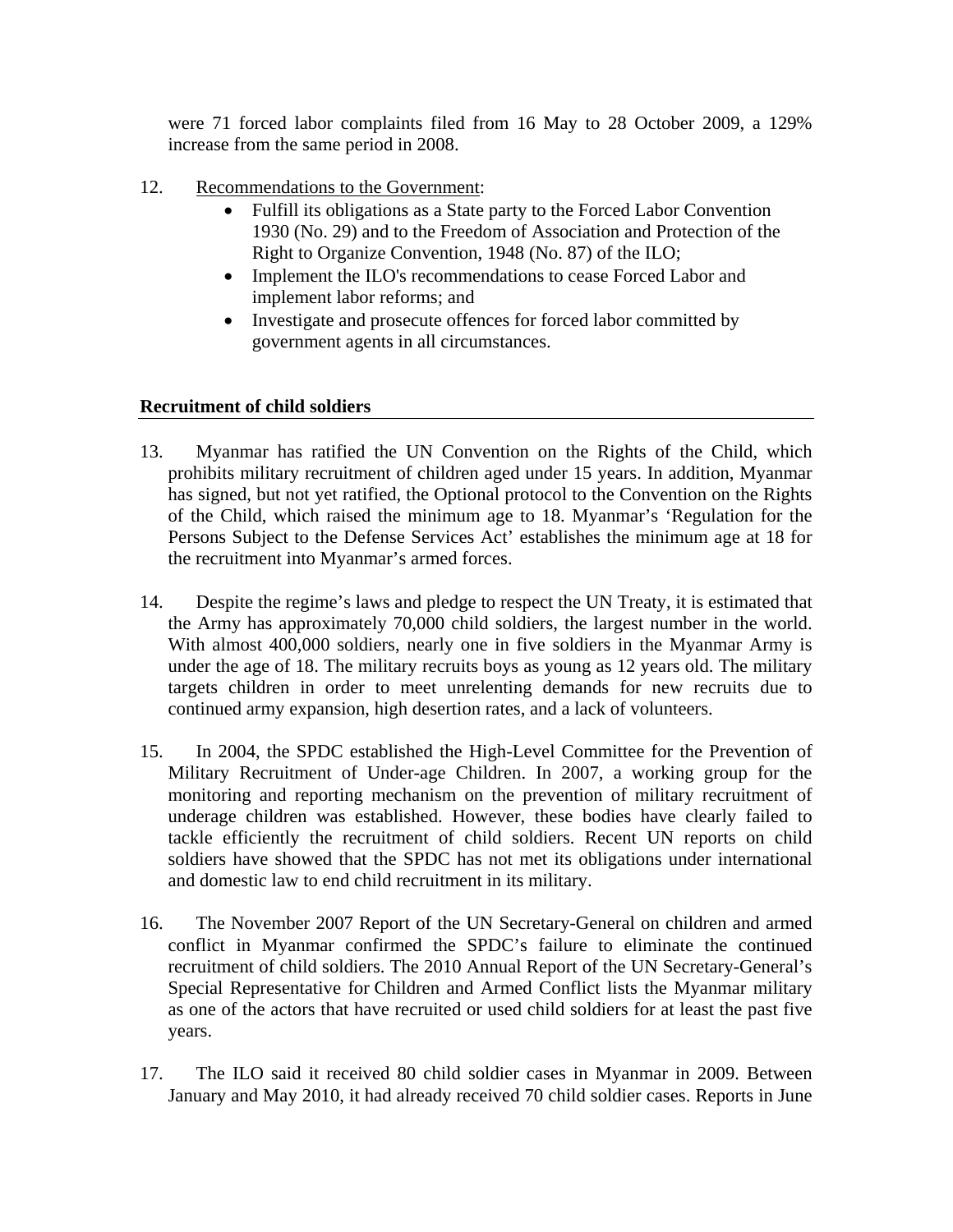were 71 forced labor complaints filed from 16 May to 28 October 2009, a 129% increase from the same period in 2008.

12. Recommendations to the Government:
    - Fulfill its obligations as a State party to the Forced Labor Convention 1930 (No. 29) and to the Freedom of Association and Protection of the Right to Organize Convention, 1948 (No. 87) of the ILO;
    - Implement the ILO's recommendations to cease Forced Labor and implement labor reforms; and
    - Investigate and prosecute offences for forced labor committed by government agents in all circumstances.

## Recruitment of child soldiers

13. Myanmar has ratified the UN Convention on the Rights of the Child, which prohibits military recruitment of children aged under 15 years. In addition, Myanmar has signed, but not yet ratified, the Optional protocol to the Convention on the Rights of the Child, which raised the minimum age to 18. Myanmar's 'Regulation for the Persons Subject to the Defense Services Act' establishes the minimum age at 18 for the recruitment into Myanmar's armed forces.

14. Despite the regime's laws and pledge to respect the UN Treaty, it is estimated that the Army has approximately 70,000 child soldiers, the largest number in the world. With almost 400,000 soldiers, nearly one in five soldiers in the Myanmar Army is under the age of 18. The military recruits boys as young as 12 years old. The military targets children in order to meet unrelenting demands for new recruits due to continued army expansion, high desertion rates, and a lack of volunteers.

15. In 2004, the SPDC established the High-Level Committee for the Prevention of Military Recruitment of Under-age Children. In 2007, a working group for the monitoring and reporting mechanism on the prevention of military recruitment of underage children was established. However, these bodies have clearly failed to tackle efficiently the recruitment of child soldiers. Recent UN reports on child soldiers have showed that the SPDC has not met its obligations under international and domestic law to end child recruitment in its military.

16. The November 2007 Report of the UN Secretary-General on children and armed conflict in Myanmar confirmed the SPDC's failure to eliminate the continued recruitment of child soldiers. The 2010 Annual Report of the UN Secretary-General's Special Representative for Children and Armed Conflict lists the Myanmar military as one of the actors that have recruited or used child soldiers for at least the past five years.

17. The ILO said it received 80 child soldier cases in Myanmar in 2009. Between January and May 2010, it had already received 70 child soldier cases. Reports in June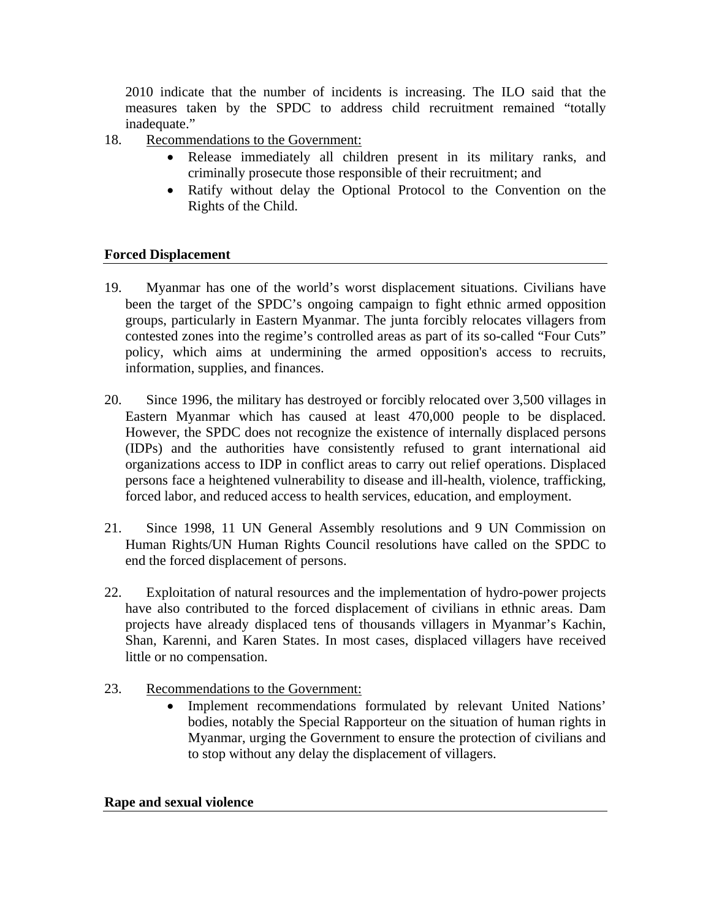2010 indicate that the number of incidents is increasing. The ILO said that the measures taken by the SPDC to address child recruitment remained "totally inadequate."

18. Recommendations to the Government:
    - Release immediately all children present in its military ranks, and criminally prosecute those responsible of their recruitment; and
    - Ratify without delay the Optional Protocol to the Convention on the Rights of the Child.

## Forced Displacement

19. Myanmar has one of the world's worst displacement situations. Civilians have been the target of the SPDC's ongoing campaign to fight ethnic armed opposition groups, particularly in Eastern Myanmar. The junta forcibly relocates villagers from contested zones into the regime's controlled areas as part of its so-called "Four Cuts" policy, which aims at undermining the armed opposition's access to recruits, information, supplies, and finances.

20. Since 1996, the military has destroyed or forcibly relocated over 3,500 villages in Eastern Myanmar which has caused at least 470,000 people to be displaced. However, the SPDC does not recognize the existence of internally displaced persons (IDPs) and the authorities have consistently refused to grant international aid organizations access to IDP in conflict areas to carry out relief operations. Displaced persons face a heightened vulnerability to disease and ill-health, violence, trafficking, forced labor, and reduced access to health services, education, and employment.

21. Since 1998, 11 UN General Assembly resolutions and 9 UN Commission on Human Rights/UN Human Rights Council resolutions have called on the SPDC to end the forced displacement of persons.

22. Exploitation of natural resources and the implementation of hydro-power projects have also contributed to the forced displacement of civilians in ethnic areas. Dam projects have already displaced tens of thousands villagers in Myanmar's Kachin, Shan, Karenni, and Karen States. In most cases, displaced villagers have received little or no compensation.

23. Recommendations to the Government:
    - Implement recommendations formulated by relevant United Nations' bodies, notably the Special Rapporteur on the situation of human rights in Myanmar, urging the Government to ensure the protection of civilians and to stop without any delay the displacement of villagers.

## Rape and sexual violence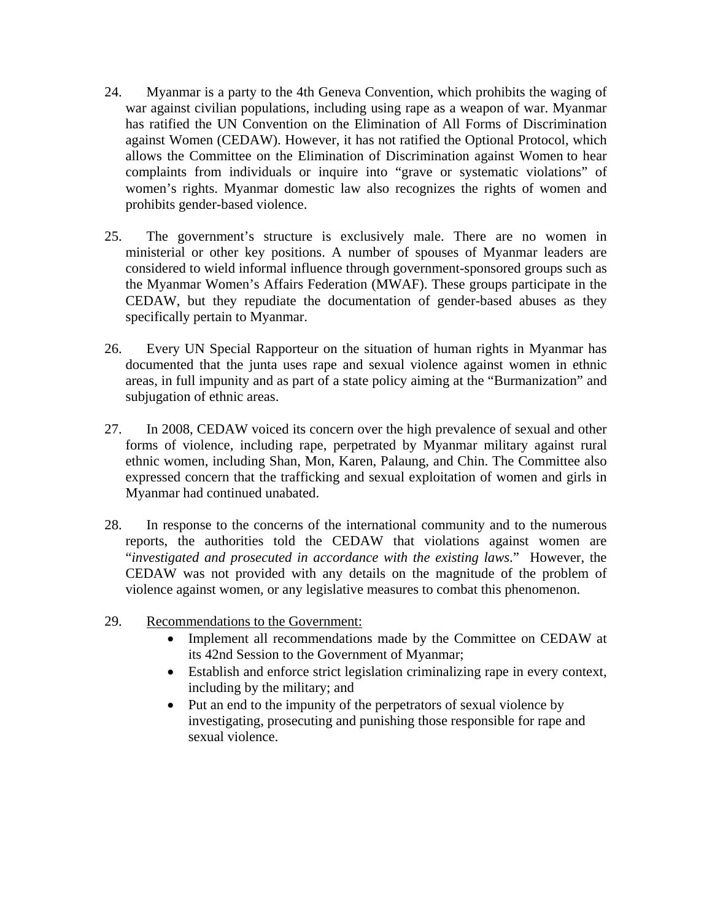24. Myanmar is a party to the 4th Geneva Convention, which prohibits the waging of war against civilian populations, including using rape as a weapon of war. Myanmar has ratified the UN Convention on the Elimination of All Forms of Discrimination against Women (CEDAW). However, it has not ratified the Optional Protocol, which allows the Committee on the Elimination of Discrimination against Women to hear complaints from individuals or inquire into "grave or systematic violations" of women's rights. Myanmar domestic law also recognizes the rights of women and prohibits gender-based violence.

25. The government's structure is exclusively male. There are no women in ministerial or other key positions. A number of spouses of Myanmar leaders are considered to wield informal influence through government-sponsored groups such as the Myanmar Women's Affairs Federation (MWAF). These groups participate in the CEDAW, but they repudiate the documentation of gender-based abuses as they specifically pertain to Myanmar.

26. Every UN Special Rapporteur on the situation of human rights in Myanmar has documented that the junta uses rape and sexual violence against women in ethnic areas, in full impunity and as part of a state policy aiming at the "Burmanization" and subjugation of ethnic areas.

27. In 2008, CEDAW voiced its concern over the high prevalence of sexual and other forms of violence, including rape, perpetrated by Myanmar military against rural ethnic women, including Shan, Mon, Karen, Palaung, and Chin. The Committee also expressed concern that the trafficking and sexual exploitation of women and girls in Myanmar had continued unabated.

28. In response to the concerns of the international community and to the numerous reports, the authorities told the CEDAW that violations against women are "*investigated and prosecuted in accordance with the existing laws*." However, the CEDAW was not provided with any details on the magnitude of the problem of violence against women, or any legislative measures to combat this phenomenon.

29. <u>Recommendations to the Government:</u>
    - Implement all recommendations made by the Committee on CEDAW at its 42nd Session to the Government of Myanmar;
    - Establish and enforce strict legislation criminalizing rape in every context, including by the military; and
    - Put an end to the impunity of the perpetrators of sexual violence by investigating, prosecuting and punishing those responsible for rape and sexual violence.